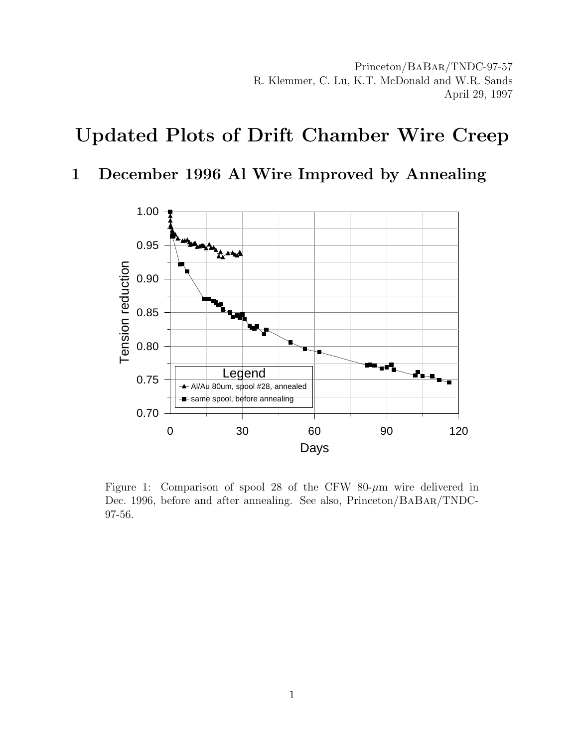Princeton/BaBar/TNDC-97-57
R. Klemmer, C. Lu, K.T. McDonald and W.R. Sands
April 29, 1997

# Updated Plots of Drift Chamber Wire Creep

## 1 December 1996 Al Wire Improved by Annealing

Figure 1: Comparison of spool 28 of the CFW 80-$\mu$m wire delivered in Dec. 1996, before and after annealing. See also, Princeton/BaBar/TNDC-97-56.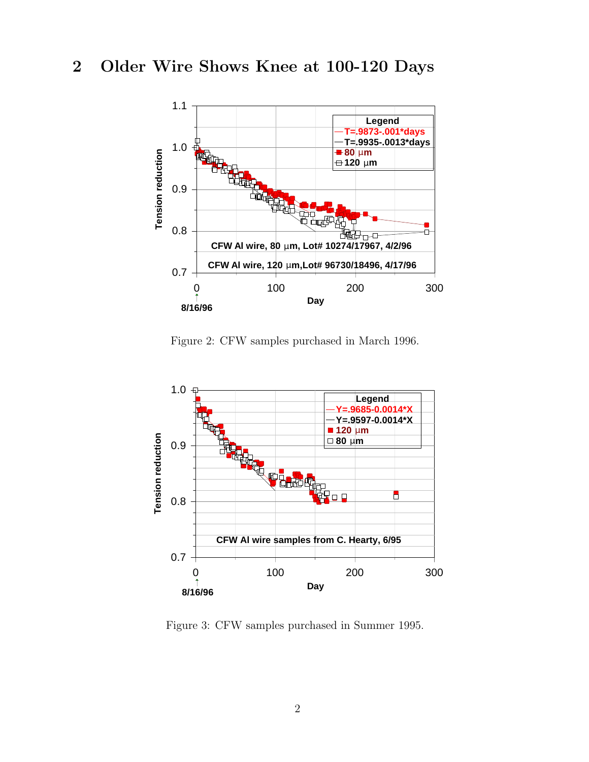## 2 Older Wire Shows Knee at 100-120 Days

Figure 2: CFW samples purchased in March 1996.

Figure 3: CFW samples purchased in Summer 1995.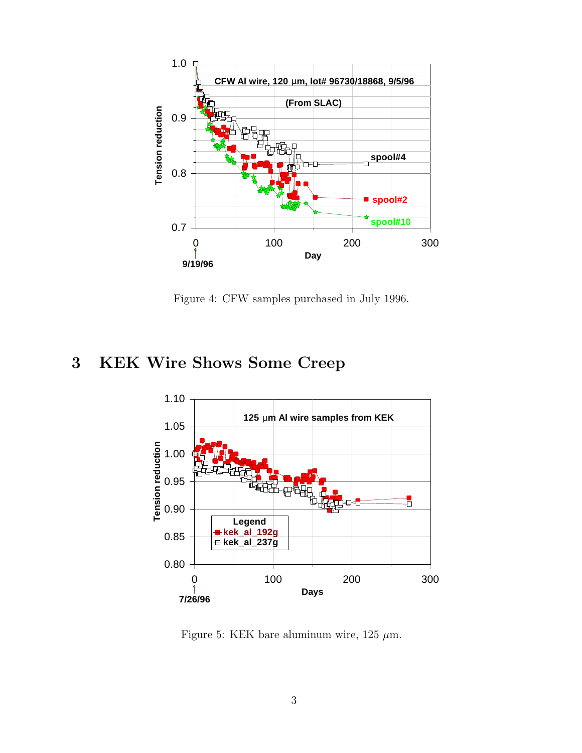CFW Al wire, 120 μm, lot# 96730/18868, 9/5/96

(From SLAC)

Tension reduction

1.0
0.9
0.8
0.7

0
100
200
300

Day

9/19/96

spool#4

spool#2

spool#10

Figure 4: CFW samples purchased in July 1996.

## 3 KEK Wire Shows Some Creep

125 μm Al wire samples from KEK

Tension reduction

1.10
1.05
1.00
0.95
0.90
0.85
0.80

0
100
200
300

Days

7/26/96

Legend

kek_al_192g

kek_al_237g

Figure 5: KEK bare aluminum wire, 125 $\mu$m.